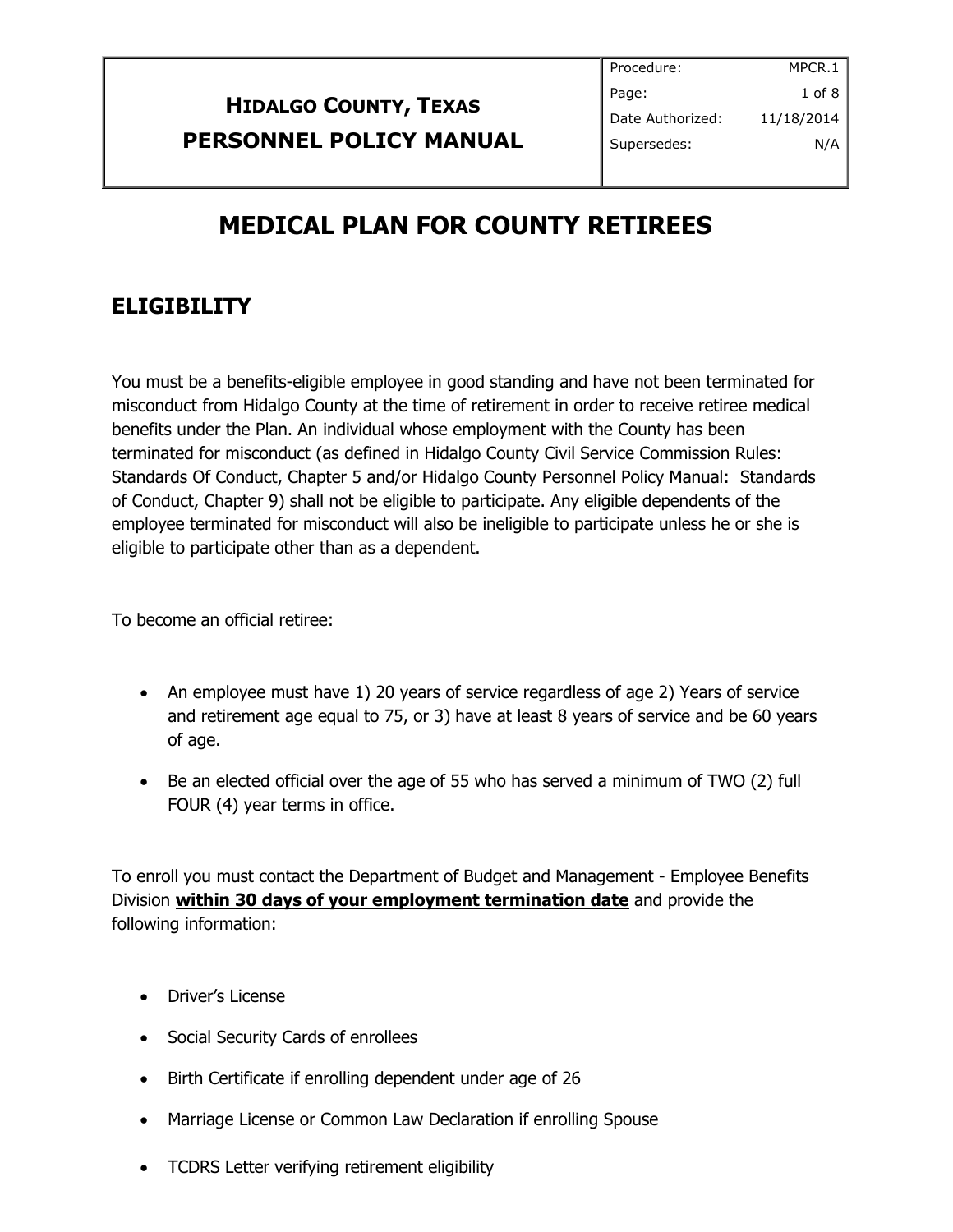# MEDICAL PLAN FOR COUNTY RETIREES

## ELIGIBILITY

You must be a benefits-eligible employee in good standing and have not been terminated for misconduct from Hidalgo County at the time of retirement in order to receive retiree medical benefits under the Plan. An individual whose employment with the County has been terminated for misconduct (as defined in Hidalgo County Civil Service Commission Rules: Standards Of Conduct, Chapter 5 and/or Hidalgo County Personnel Policy Manual: Standards of Conduct, Chapter 9) shall not be eligible to participate. Any eligible dependents of the employee terminated for misconduct will also be ineligible to participate unless he or she is eligible to participate other than as a dependent.

To become an official retiree:

- An employee must have 1) 20 years of service regardless of age 2) Years of service and retirement age equal to 75, or 3) have at least 8 years of service and be 60 years of age.
- Be an elected official over the age of 55 who has served a minimum of TWO (2) full FOUR (4) year terms in office.

To enroll you must contact the Department of Budget and Management - Employee Benefits Division **within 30 days of your employment termination date** and provide the following information:

- Driver's License
- Social Security Cards of enrollees
- Birth Certificate if enrolling dependent under age of 26
- Marriage License or Common Law Declaration if enrolling Spouse
- TCDRS Letter verifying retirement eligibility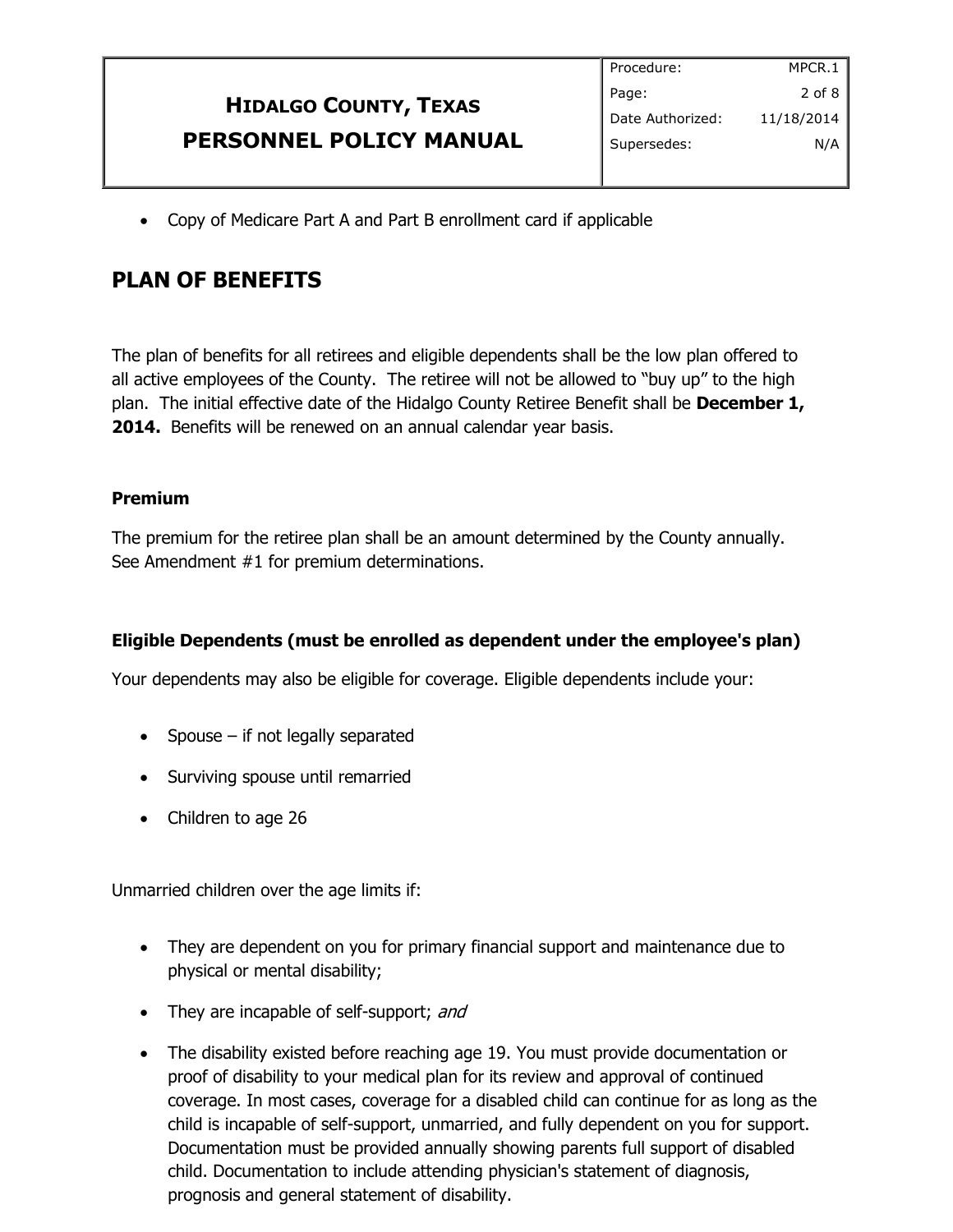- Copy of Medicare Part A and Part B enrollment card if applicable

## PLAN OF BENEFITS

The plan of benefits for all retirees and eligible dependents shall be the low plan offered to all active employees of the County. The retiree will not be allowed to "buy up" to the high plan. The initial effective date of the Hidalgo County Retiree Benefit shall be **December 1, 2014.** Benefits will be renewed on an annual calendar year basis.

### Premium

The premium for the retiree plan shall be an amount determined by the County annually. See Amendment #1 for premium determinations.

### Eligible Dependents (must be enrolled as dependent under the employee's plan)

Your dependents may also be eligible for coverage. Eligible dependents include your:

- Spouse – if not legally separated
- Surviving spouse until remarried
- Children to age 26

Unmarried children over the age limits if:

- They are dependent on you for primary financial support and maintenance due to physical or mental disability;
- They are incapable of self-support; *and*
- The disability existed before reaching age 19. You must provide documentation or proof of disability to your medical plan for its review and approval of continued coverage. In most cases, coverage for a disabled child can continue for as long as the child is incapable of self-support, unmarried, and fully dependent on you for support. Documentation must be provided annually showing parents full support of disabled child. Documentation to include attending physician's statement of diagnosis, prognosis and general statement of disability.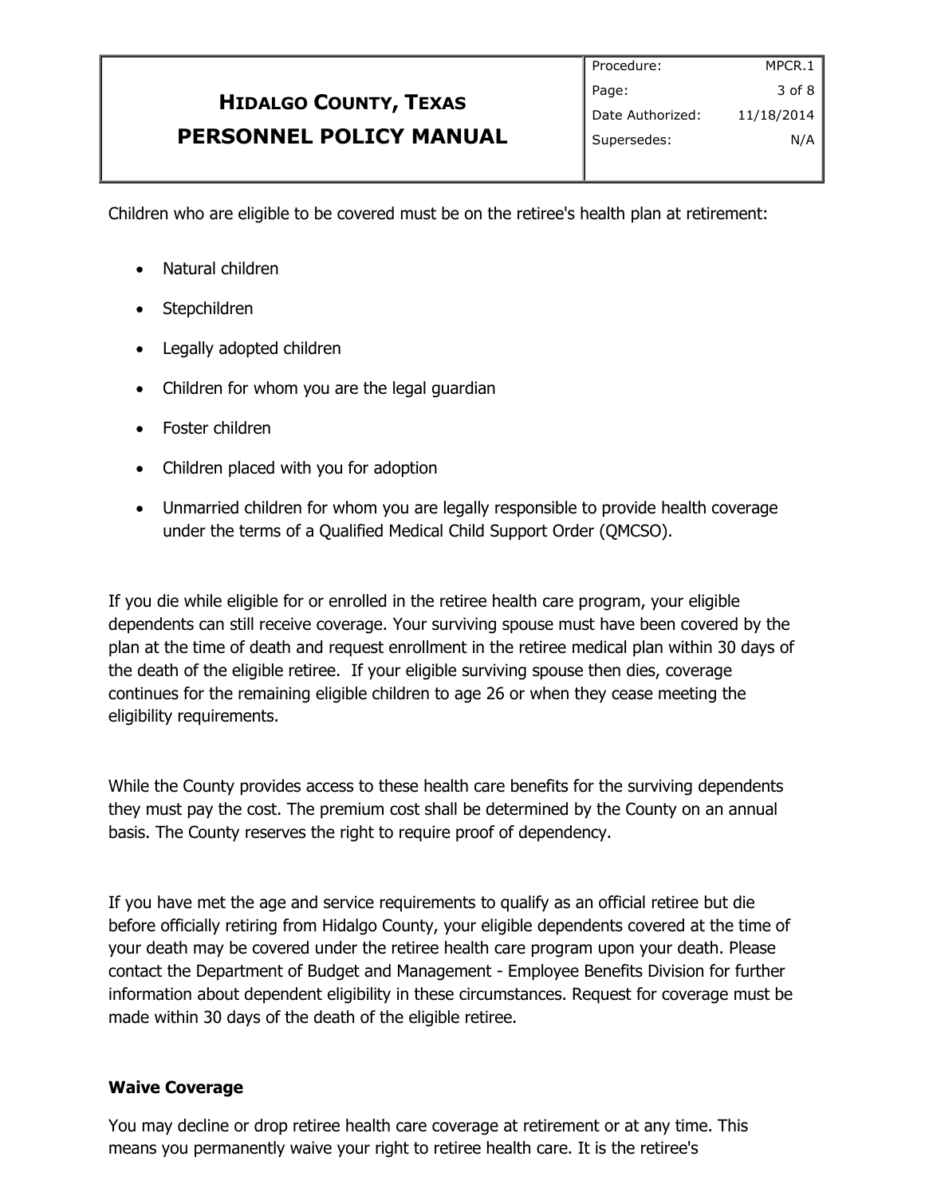Children who are eligible to be covered must be on the retiree's health plan at retirement:

- Natural children
- Stepchildren
- Legally adopted children
- Children for whom you are the legal guardian
- Foster children
- Children placed with you for adoption
- Unmarried children for whom you are legally responsible to provide health coverage under the terms of a Qualified Medical Child Support Order (QMCSO).

If you die while eligible for or enrolled in the retiree health care program, your eligible dependents can still receive coverage. Your surviving spouse must have been covered by the plan at the time of death and request enrollment in the retiree medical plan within 30 days of the death of the eligible retiree. If your eligible surviving spouse then dies, coverage continues for the remaining eligible children to age 26 or when they cease meeting the eligibility requirements.

While the County provides access to these health care benefits for the surviving dependents they must pay the cost. The premium cost shall be determined by the County on an annual basis. The County reserves the right to require proof of dependency.

If you have met the age and service requirements to qualify as an official retiree but die before officially retiring from Hidalgo County, your eligible dependents covered at the time of your death may be covered under the retiree health care program upon your death. Please contact the Department of Budget and Management - Employee Benefits Division for further information about dependent eligibility in these circumstances. Request for coverage must be made within 30 days of the death of the eligible retiree.

**Waive Coverage**

You may decline or drop retiree health care coverage at retirement or at any time. This means you permanently waive your right to retiree health care. It is the retiree's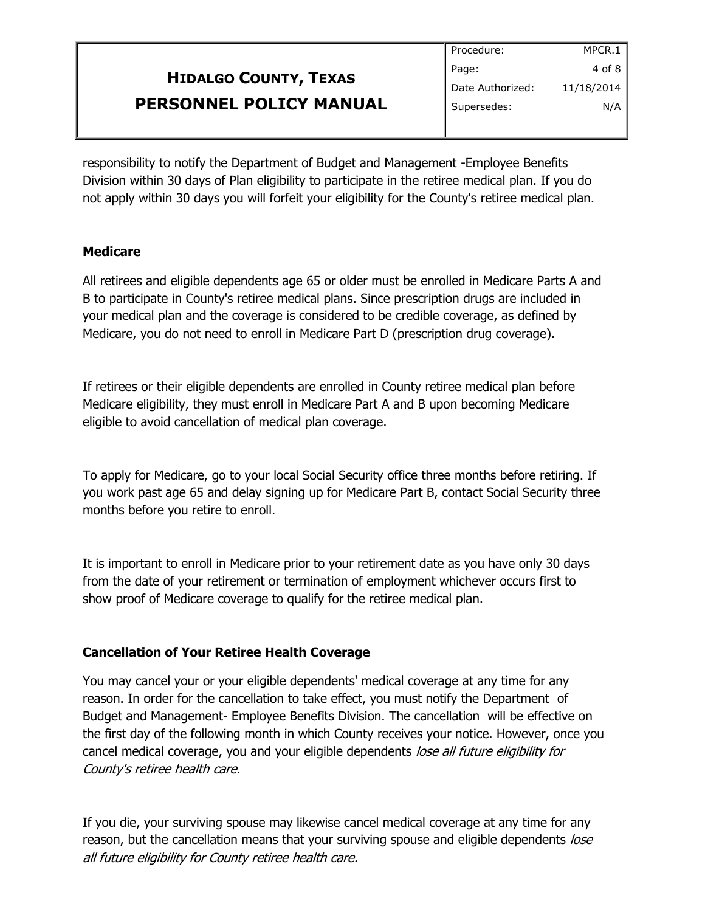responsibility to notify the Department of Budget and Management -Employee Benefits Division within 30 days of Plan eligibility to participate in the retiree medical plan. If you do not apply within 30 days you will forfeit your eligibility for the County's retiree medical plan.

**Medicare**

All retirees and eligible dependents age 65 or older must be enrolled in Medicare Parts A and B to participate in County's retiree medical plans. Since prescription drugs are included in your medical plan and the coverage is considered to be credible coverage, as defined by Medicare, you do not need to enroll in Medicare Part D (prescription drug coverage).

If retirees or their eligible dependents are enrolled in County retiree medical plan before Medicare eligibility, they must enroll in Medicare Part A and B upon becoming Medicare eligible to avoid cancellation of medical plan coverage.

To apply for Medicare, go to your local Social Security office three months before retiring. If you work past age 65 and delay signing up for Medicare Part B, contact Social Security three months before you retire to enroll.

It is important to enroll in Medicare prior to your retirement date as you have only 30 days from the date of your retirement or termination of employment whichever occurs first to show proof of Medicare coverage to qualify for the retiree medical plan.

**Cancellation of Your Retiree Health Coverage**

You may cancel your or your eligible dependents' medical coverage at any time for any reason. In order for the cancellation to take effect, you must notify the Department of Budget and Management- Employee Benefits Division. The cancellation will be effective on the first day of the following month in which County receives your notice. However, once you cancel medical coverage, you and your eligible dependents *lose all future eligibility for County's retiree health care.*

If you die, your surviving spouse may likewise cancel medical coverage at any time for any reason, but the cancellation means that your surviving spouse and eligible dependents *lose all future eligibility for County retiree health care.*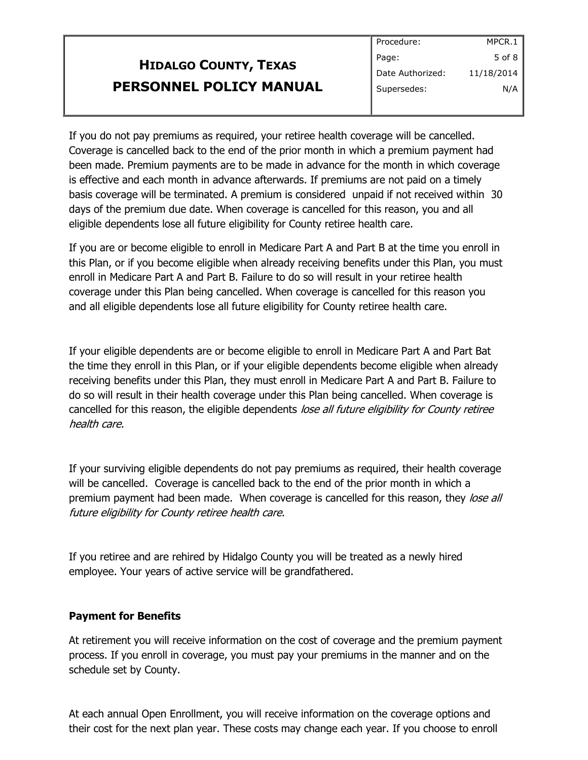If you do not pay premiums as required, your retiree health coverage will be cancelled. Coverage is cancelled back to the end of the prior month in which a premium payment had been made. Premium payments are to be made in advance for the month in which coverage is effective and each month in advance afterwards. If premiums are not paid on a timely basis coverage will be terminated. A premium is considered unpaid if not received within 30 days of the premium due date. When coverage is cancelled for this reason, you and all eligible dependents lose all future eligibility for County retiree health care.

If you are or become eligible to enroll in Medicare Part A and Part B at the time you enroll in this Plan, or if you become eligible when already receiving benefits under this Plan, you must enroll in Medicare Part A and Part B. Failure to do so will result in your retiree health coverage under this Plan being cancelled. When coverage is cancelled for this reason you and all eligible dependents lose all future eligibility for County retiree health care.

If your eligible dependents are or become eligible to enroll in Medicare Part A and Part Bat the time they enroll in this Plan, or if your eligible dependents become eligible when already receiving benefits under this Plan, they must enroll in Medicare Part A and Part B. Failure to do so will result in their health coverage under this Plan being cancelled. When coverage is cancelled for this reason, the eligible dependents *lose all future eligibility for County retiree health care.*

If your surviving eligible dependents do not pay premiums as required, their health coverage will be cancelled. Coverage is cancelled back to the end of the prior month in which a premium payment had been made. When coverage is cancelled for this reason, they *lose all future eligibility for County retiree health care.*

If you retiree and are rehired by Hidalgo County you will be treated as a newly hired employee. Your years of active service will be grandfathered.

**Payment for Benefits**

At retirement you will receive information on the cost of coverage and the premium payment process. If you enroll in coverage, you must pay your premiums in the manner and on the schedule set by County.

At each annual Open Enrollment, you will receive information on the coverage options and their cost for the next plan year. These costs may change each year. If you choose to enroll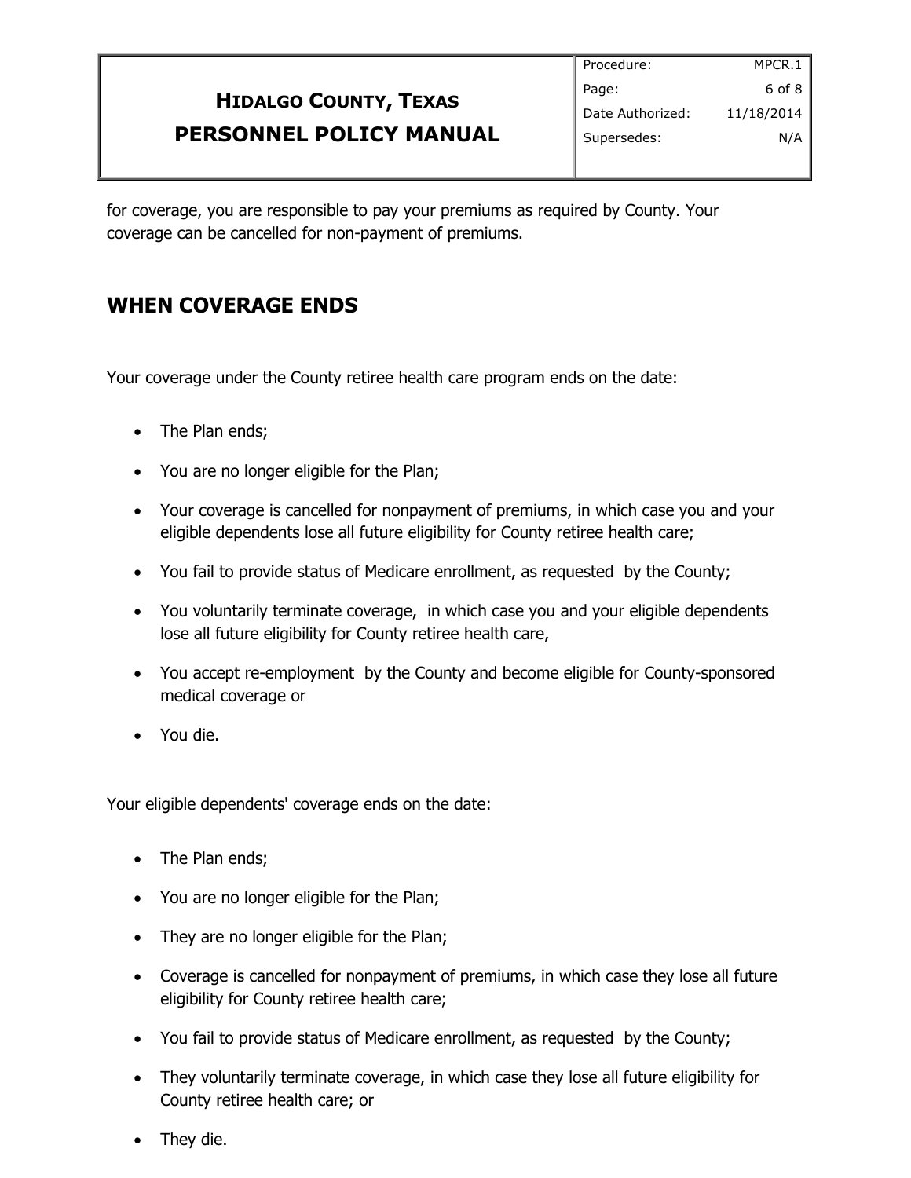for coverage, you are responsible to pay your premiums as required by County. Your coverage can be cancelled for non-payment of premiums.

## WHEN COVERAGE ENDS

Your coverage under the County retiree health care program ends on the date:

- The Plan ends;
- You are no longer eligible for the Plan;
- Your coverage is cancelled for nonpayment of premiums, in which case you and your eligible dependents lose all future eligibility for County retiree health care;
- You fail to provide status of Medicare enrollment, as requested by the County;
- You voluntarily terminate coverage, in which case you and your eligible dependents lose all future eligibility for County retiree health care,
- You accept re-employment by the County and become eligible for County-sponsored medical coverage or
- You die.

Your eligible dependents' coverage ends on the date:

- The Plan ends;
- You are no longer eligible for the Plan;
- They are no longer eligible for the Plan;
- Coverage is cancelled for nonpayment of premiums, in which case they lose all future eligibility for County retiree health care;
- You fail to provide status of Medicare enrollment, as requested by the County;
- They voluntarily terminate coverage, in which case they lose all future eligibility for County retiree health care; or
- They die.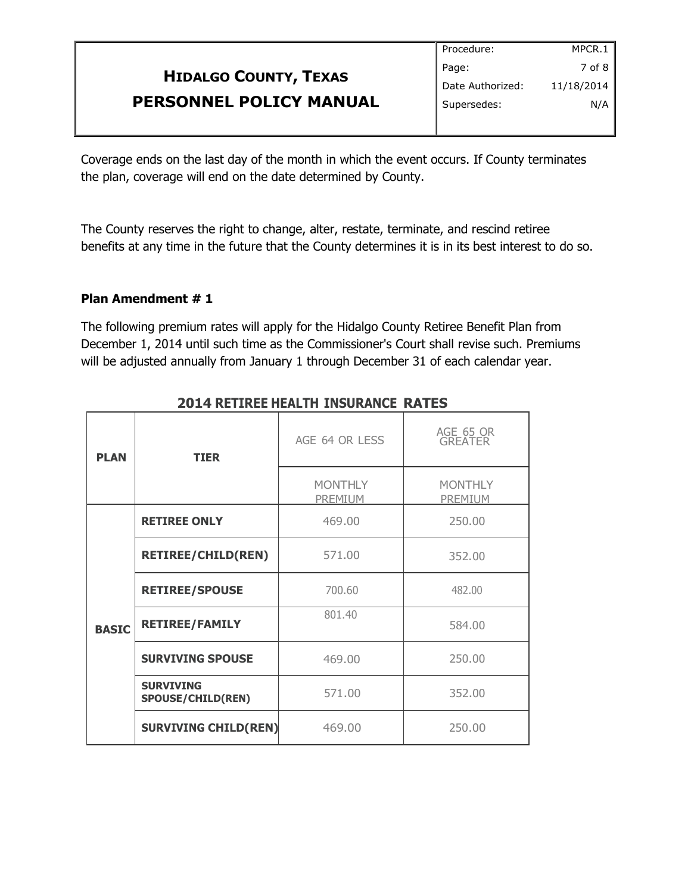Coverage ends on the last day of the month in which the event occurs. If County terminates the plan, coverage will end on the date determined by County.

The County reserves the right to change, alter, restate, terminate, and rescind retiree benefits at any time in the future that the County determines it is in its best interest to do so.

**Plan Amendment # 1**

The following premium rates will apply for the Hidalgo County Retiree Benefit Plan from December 1, 2014 until such time as the Commissioner's Court shall revise such. Premiums will be adjusted annually from January 1 through December 31 of each calendar year.

**2014 RETIREE HEALTH INSURANCE RATES**

| PLAN | TIER | AGE 64 OR LESS | AGE 65 OR GREATER |
|---|---|---|---|
| | | MONTHLY PREMIUM | MONTHLY PREMIUM |
| BASIC | **RETIREE ONLY** | 469.00 | 250.00 |
| | **RETIREE/CHILD(REN)** | 571.00 | 352.00 |
| | **RETIREE/SPOUSE** | 700.60 | 482.00 |
| | **RETIREE/FAMILY** | 801.40 | 584.00 |
| | **SURVIVING SPOUSE** | 469.00 | 250.00 |
| | **SURVIVING SPOUSE/CHILD(REN)** | 571.00 | 352.00 |
| | **SURVIVING CHILD(REN)** | 469.00 | 250.00 |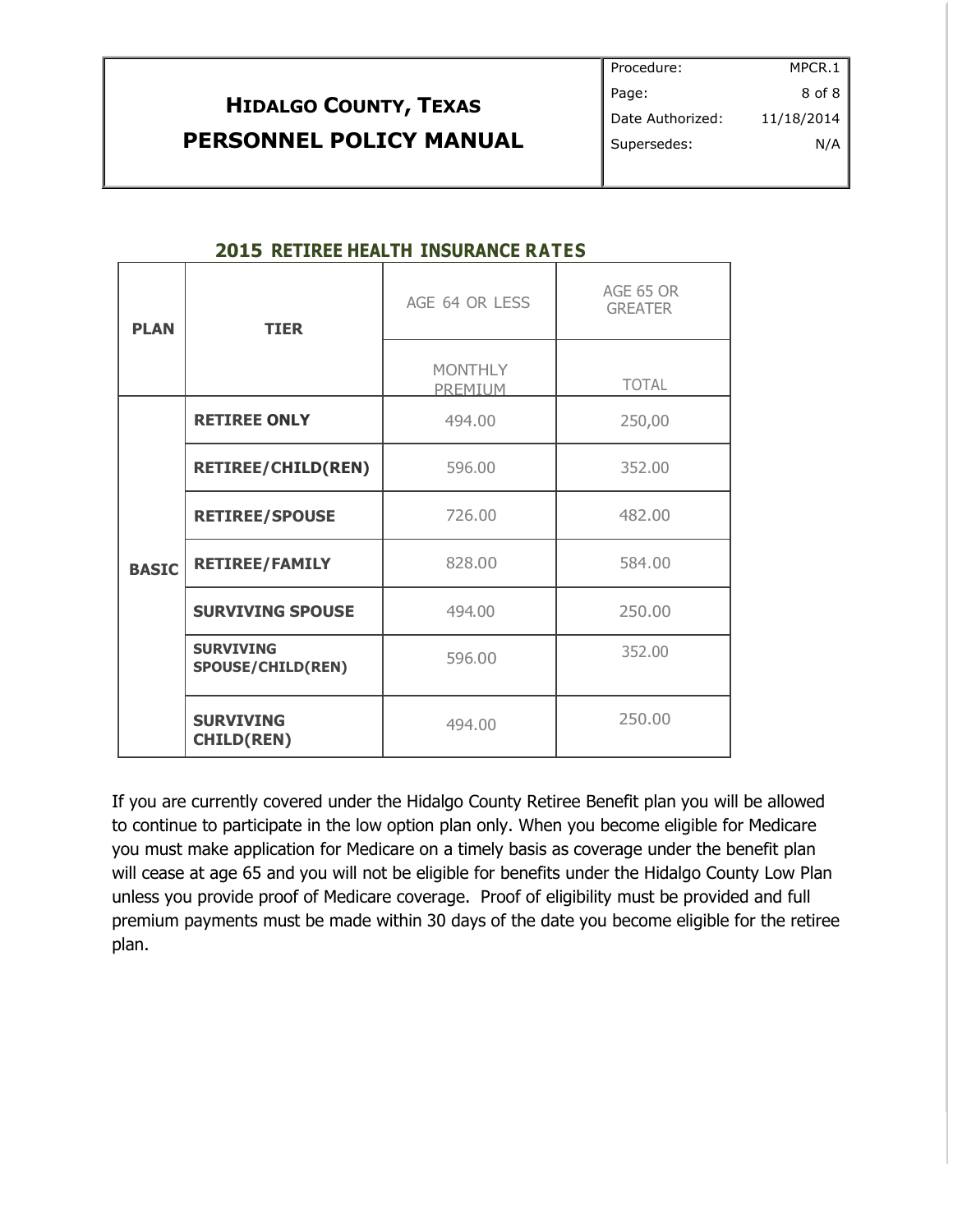## 2015 RETIREE HEALTH INSURANCE RATES

| PLAN | TIER | AGE 64 OR LESS | AGE 65 OR GREATER |
|---|---|---|---|
| | | MONTHLY PREMIUM | TOTAL |
| BASIC | **RETIREE ONLY** | 494.00 | 250,00 |
| | **RETIREE/CHILD(REN)** | 596.00 | 352.00 |
| | **RETIREE/SPOUSE** | 726.00 | 482.00 |
| | **RETIREE/FAMILY** | 828.00 | 584.00 |
| | **SURVIVING SPOUSE** | 494.00 | 250.00 |
| | **SURVIVING SPOUSE/CHILD(REN)** | 596.00 | 352.00 |
| | **SURVIVING CHILD(REN)** | 494.00 | 250.00 |

If you are currently covered under the Hidalgo County Retiree Benefit plan you will be allowed to continue to participate in the low option plan only. When you become eligible for Medicare you must make application for Medicare on a timely basis as coverage under the benefit plan will cease at age 65 and you will not be eligible for benefits under the Hidalgo County Low Plan unless you provide proof of Medicare coverage. Proof of eligibility must be provided and full premium payments must be made within 30 days of the date you become eligible for the retiree plan.